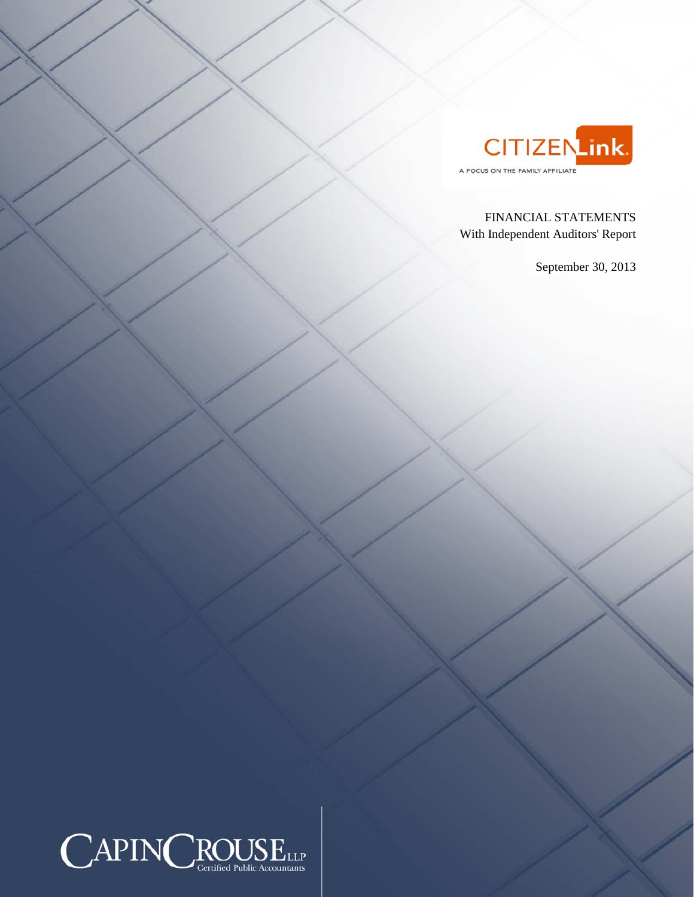CITIZENLink.

A FOCUS ON THE FAMILY AFFILIATE

FINANCIAL STATEMENTS
With Independent Auditors' Report

September 30, 2013

CAPINCROUSE LLP
Certified Public Accountants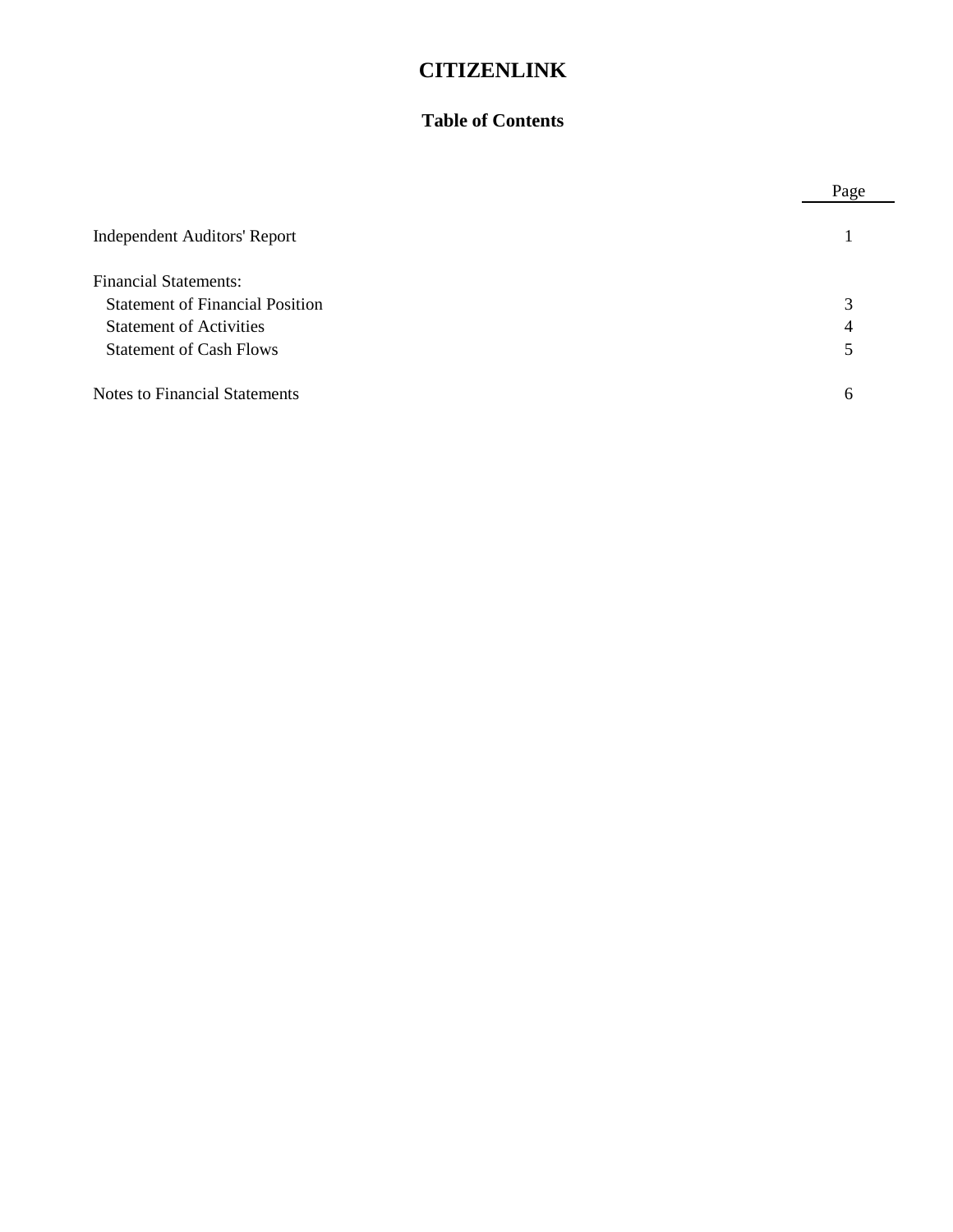# CITIZENLINK

## Table of Contents

| | Page |
|---|---|
| Independent Auditors' Report | 1 |
| Financial Statements: | |
| Statement of Financial Position | 3 |
| Statement of Activities | 4 |
| Statement of Cash Flows | 5 |
| Notes to Financial Statements | 6 |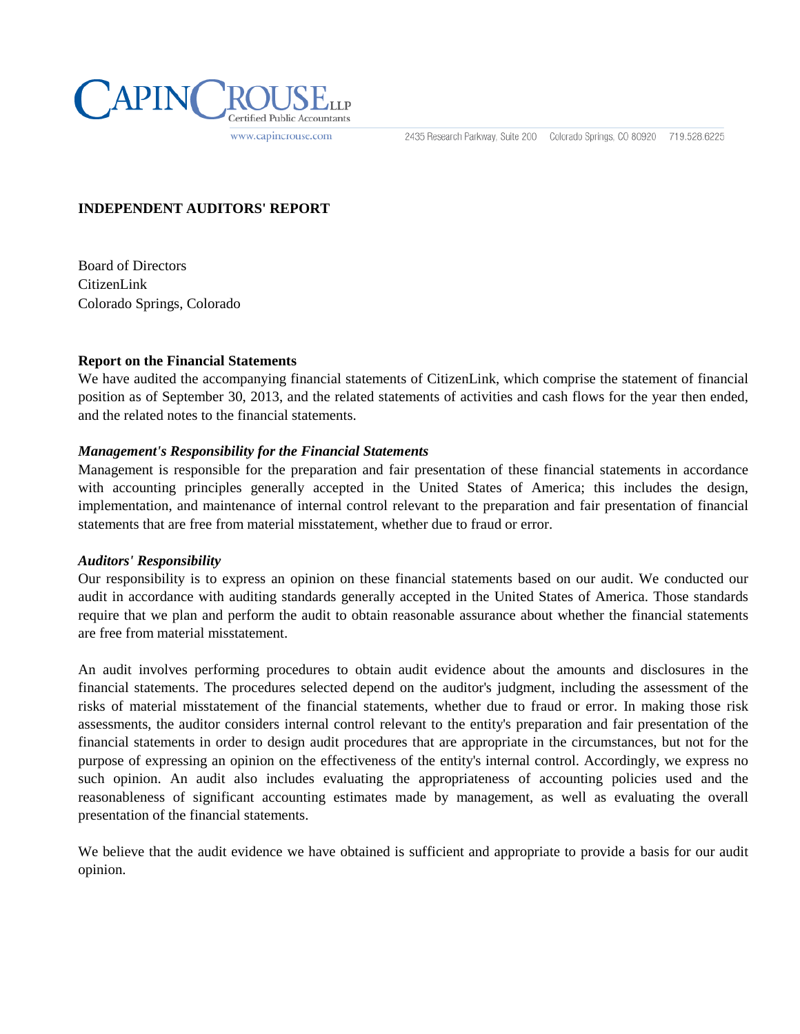CAPINCROUSE LLP
Certified Public Accountants

www.capincrouse.com 2435 Research Parkway, Suite 200 Colorado Springs, CO 80920 719.528.6225

**INDEPENDENT AUDITORS' REPORT**

Board of Directors
CitizenLink
Colorado Springs, Colorado

**Report on the Financial Statements**

We have audited the accompanying financial statements of CitizenLink, which comprise the statement of financial position as of September 30, 2013, and the related statements of activities and cash flows for the year then ended, and the related notes to the financial statements.

***Management's Responsibility for the Financial Statements***

Management is responsible for the preparation and fair presentation of these financial statements in accordance with accounting principles generally accepted in the United States of America; this includes the design, implementation, and maintenance of internal control relevant to the preparation and fair presentation of financial statements that are free from material misstatement, whether due to fraud or error.

***Auditors' Responsibility***

Our responsibility is to express an opinion on these financial statements based on our audit. We conducted our audit in accordance with auditing standards generally accepted in the United States of America. Those standards require that we plan and perform the audit to obtain reasonable assurance about whether the financial statements are free from material misstatement.

An audit involves performing procedures to obtain audit evidence about the amounts and disclosures in the financial statements. The procedures selected depend on the auditor's judgment, including the assessment of the risks of material misstatement of the financial statements, whether due to fraud or error. In making those risk assessments, the auditor considers internal control relevant to the entity's preparation and fair presentation of the financial statements in order to design audit procedures that are appropriate in the circumstances, but not for the purpose of expressing an opinion on the effectiveness of the entity's internal control. Accordingly, we express no such opinion. An audit also includes evaluating the appropriateness of accounting policies used and the reasonableness of significant accounting estimates made by management, as well as evaluating the overall presentation of the financial statements.

We believe that the audit evidence we have obtained is sufficient and appropriate to provide a basis for our audit opinion.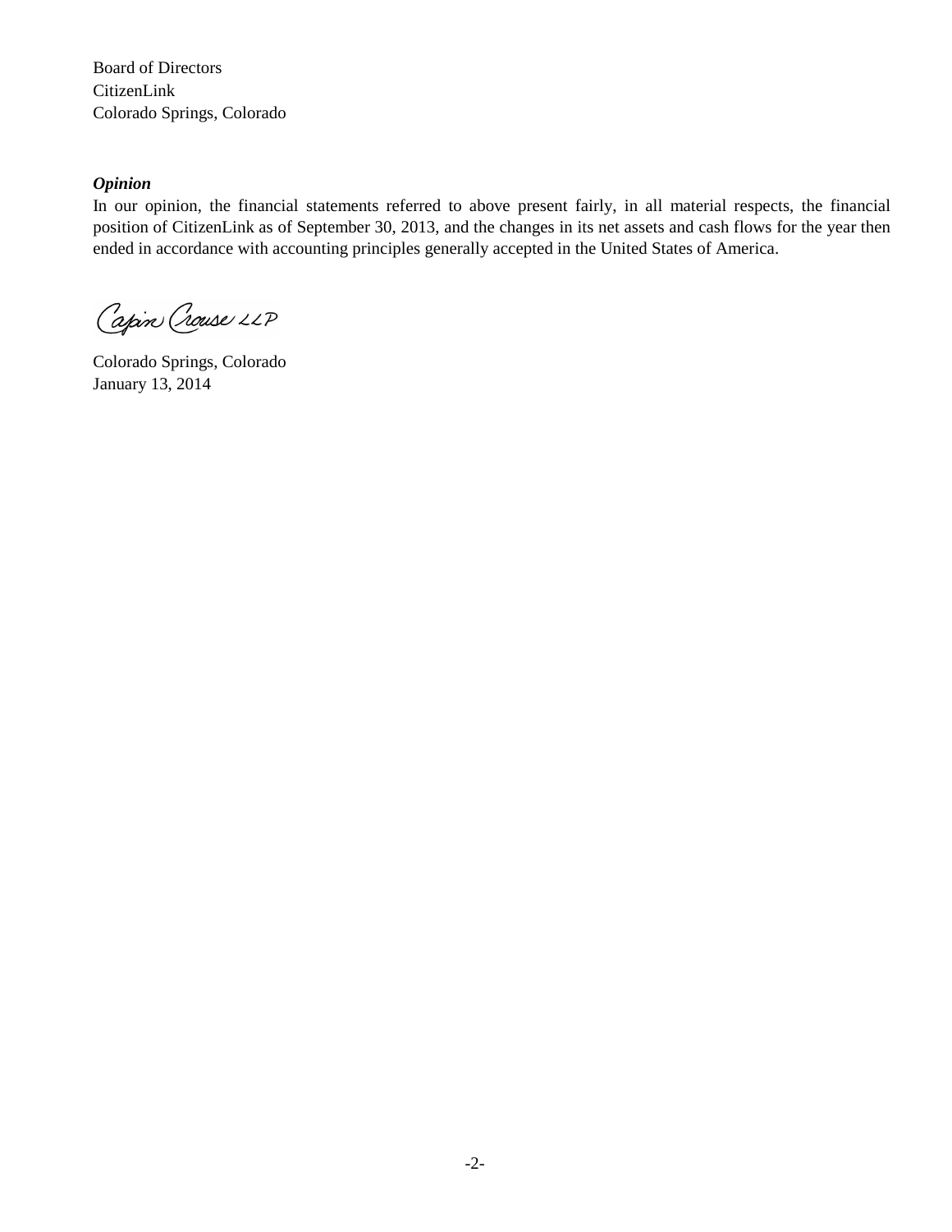Board of Directors
CitizenLink
Colorado Springs, Colorado

***Opinion***

In our opinion, the financial statements referred to above present fairly, in all material respects, the financial position of CitizenLink as of September 30, 2013, and the changes in its net assets and cash flows for the year then ended in accordance with accounting principles generally accepted in the United States of America.

Capin Crouse LLP

Colorado Springs, Colorado
January 13, 2014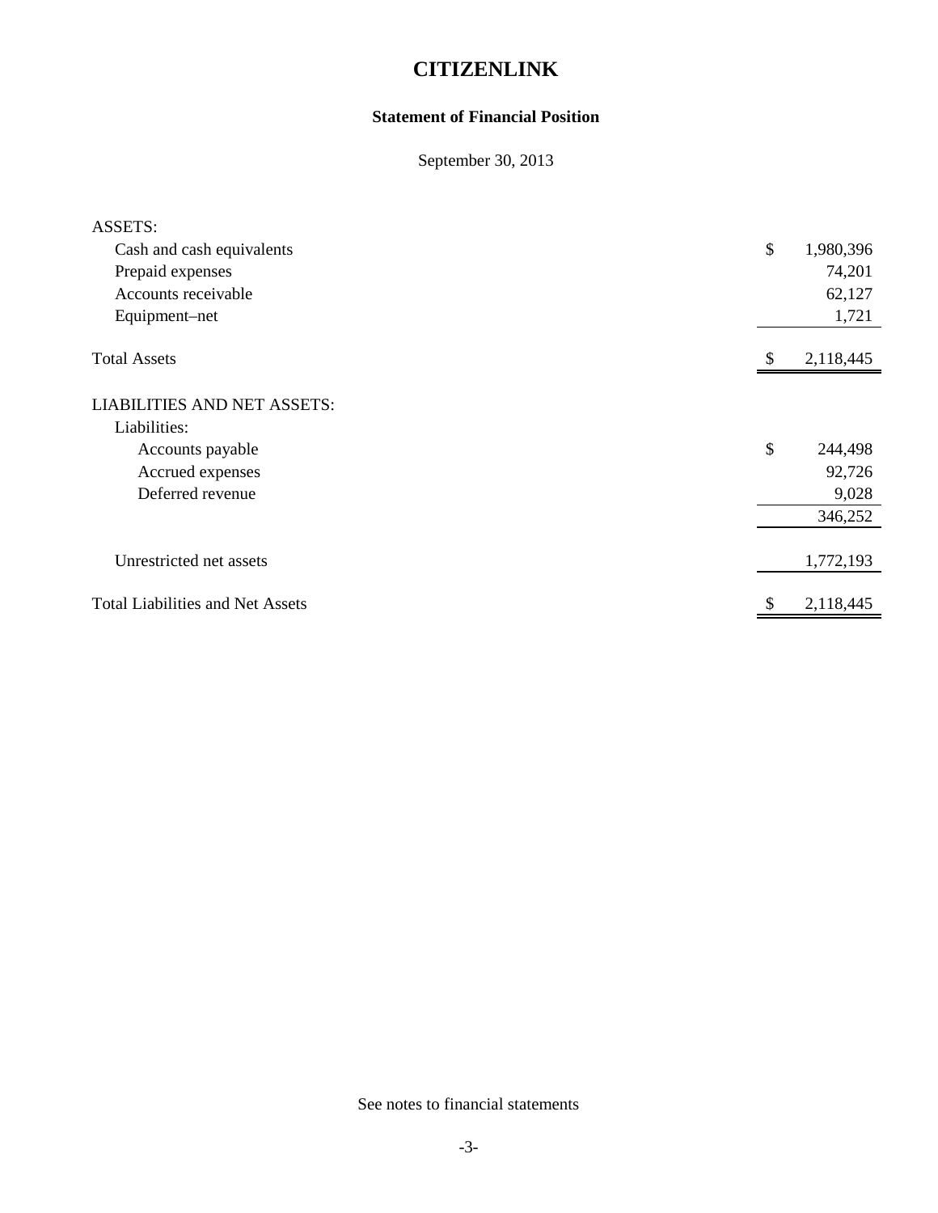# CITIZENLINK

## Statement of Financial Position

September 30, 2013

| | |
|---|---|
| ASSETS: | |
| Cash and cash equivalents | $ 1,980,396 |
| Prepaid expenses | 74,201 |
| Accounts receivable | 62,127 |
| Equipment–net | 1,721 |
| Total Assets | $ 2,118,445 |
| LIABILITIES AND NET ASSETS: | |
| Liabilities: | |
| Accounts payable | $ 244,498 |
| Accrued expenses | 92,726 |
| Deferred revenue | 9,028 |
| | 346,252 |
| Unrestricted net assets | 1,772,193 |
| Total Liabilities and Net Assets | $ 2,118,445 |

See notes to financial statements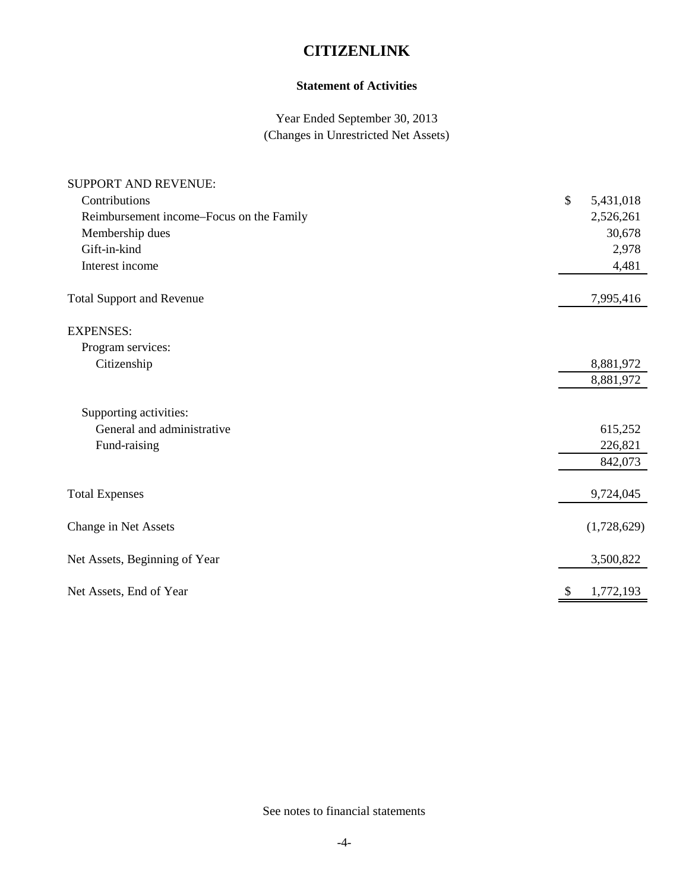# CITIZENLINK

## Statement of Activities

Year Ended September 30, 2013
(Changes in Unrestricted Net Assets)

| | |
|---|---|
| SUPPORT AND REVENUE: | |
| Contributions | $ 5,431,018 |
| Reimbursement income–Focus on the Family | 2,526,261 |
| Membership dues | 30,678 |
| Gift-in-kind | 2,978 |
| Interest income | 4,481 |
| Total Support and Revenue | 7,995,416 |
| EXPENSES: | |
| Program services: | |
| Citizenship | 8,881,972 |
| | 8,881,972 |
| Supporting activities: | |
| General and administrative | 615,252 |
| Fund-raising | 226,821 |
| | 842,073 |
| Total Expenses | 9,724,045 |
| Change in Net Assets | (1,728,629) |
| Net Assets, Beginning of Year | 3,500,822 |
| Net Assets, End of Year | $ 1,772,193 |

See notes to financial statements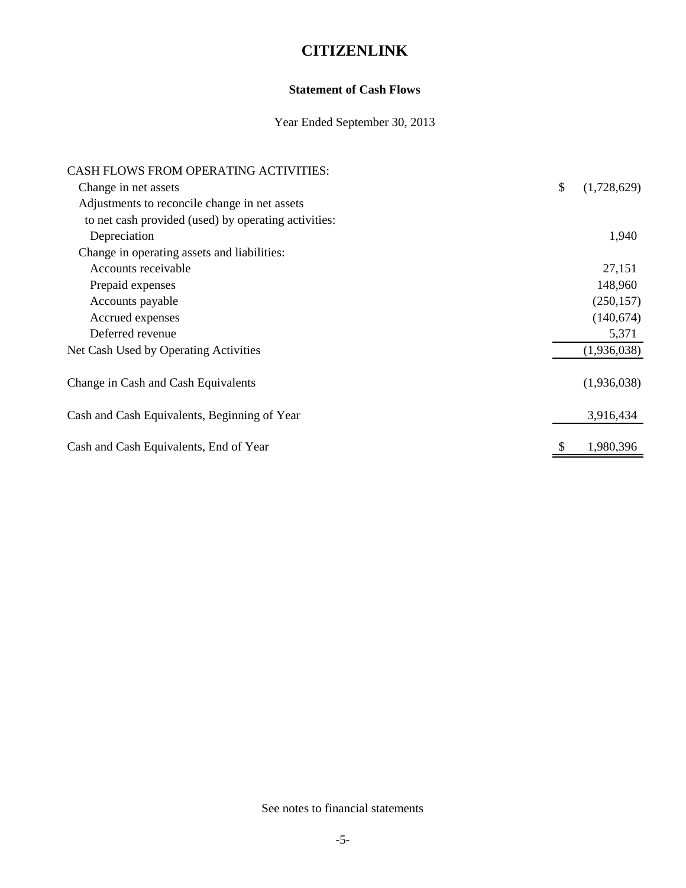# CITIZENLINK

## Statement of Cash Flows

Year Ended September 30, 2013

| | |
|---|---|
| CASH FLOWS FROM OPERATING ACTIVITIES: | |
| Change in net assets | $ (1,728,629) |
| Adjustments to reconcile change in net assets to net cash provided (used) by operating activities: | |
| Depreciation | 1,940 |
| Change in operating assets and liabilities: | |
| Accounts receivable | 27,151 |
| Prepaid expenses | 148,960 |
| Accounts payable | (250,157) |
| Accrued expenses | (140,674) |
| Deferred revenue | 5,371 |
| Net Cash Used by Operating Activities | (1,936,038) |
| Change in Cash and Cash Equivalents | (1,936,038) |
| Cash and Cash Equivalents, Beginning of Year | 3,916,434 |
| Cash and Cash Equivalents, End of Year | $ 1,980,396 |

See notes to financial statements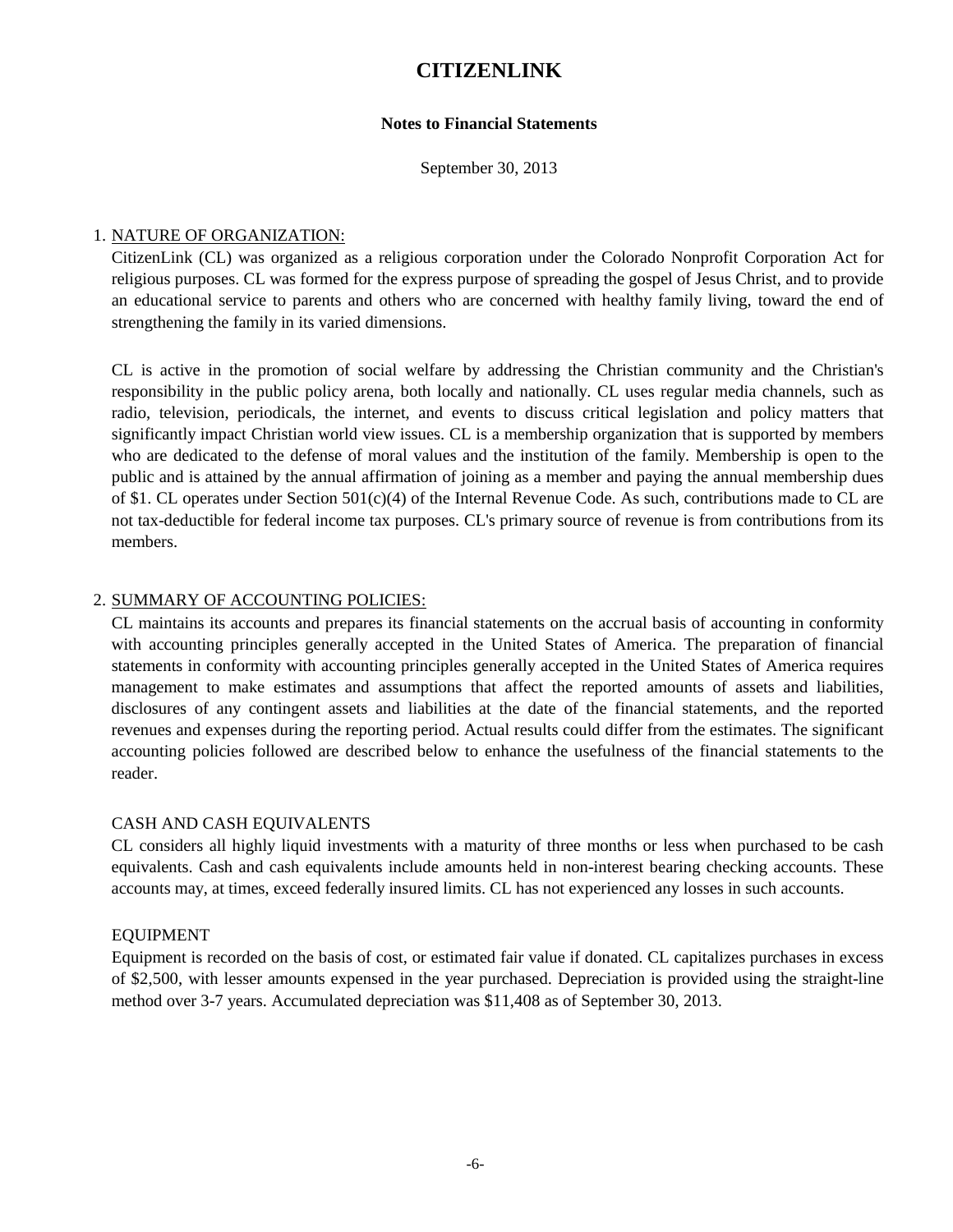# CITIZENLINK

**Notes to Financial Statements**

September 30, 2013

1. NATURE OF ORGANIZATION:

CitizenLink (CL) was organized as a religious corporation under the Colorado Nonprofit Corporation Act for religious purposes. CL was formed for the express purpose of spreading the gospel of Jesus Christ, and to provide an educational service to parents and others who are concerned with healthy family living, toward the end of strengthening the family in its varied dimensions.

CL is active in the promotion of social welfare by addressing the Christian community and the Christian's responsibility in the public policy arena, both locally and nationally. CL uses regular media channels, such as radio, television, periodicals, the internet, and events to discuss critical legislation and policy matters that significantly impact Christian world view issues. CL is a membership organization that is supported by members who are dedicated to the defense of moral values and the institution of the family. Membership is open to the public and is attained by the annual affirmation of joining as a member and paying the annual membership dues of $1. CL operates under Section 501(c)(4) of the Internal Revenue Code. As such, contributions made to CL are not tax-deductible for federal income tax purposes. CL's primary source of revenue is from contributions from its members.

2. SUMMARY OF ACCOUNTING POLICIES:

CL maintains its accounts and prepares its financial statements on the accrual basis of accounting in conformity with accounting principles generally accepted in the United States of America. The preparation of financial statements in conformity with accounting principles generally accepted in the United States of America requires management to make estimates and assumptions that affect the reported amounts of assets and liabilities, disclosures of any contingent assets and liabilities at the date of the financial statements, and the reported revenues and expenses during the reporting period. Actual results could differ from the estimates. The significant accounting policies followed are described below to enhance the usefulness of the financial statements to the reader.

CASH AND CASH EQUIVALENTS

CL considers all highly liquid investments with a maturity of three months or less when purchased to be cash equivalents. Cash and cash equivalents include amounts held in non-interest bearing checking accounts. These accounts may, at times, exceed federally insured limits. CL has not experienced any losses in such accounts.

EQUIPMENT

Equipment is recorded on the basis of cost, or estimated fair value if donated. CL capitalizes purchases in excess of $2,500, with lesser amounts expensed in the year purchased. Depreciation is provided using the straight-line method over 3-7 years. Accumulated depreciation was $11,408 as of September 30, 2013.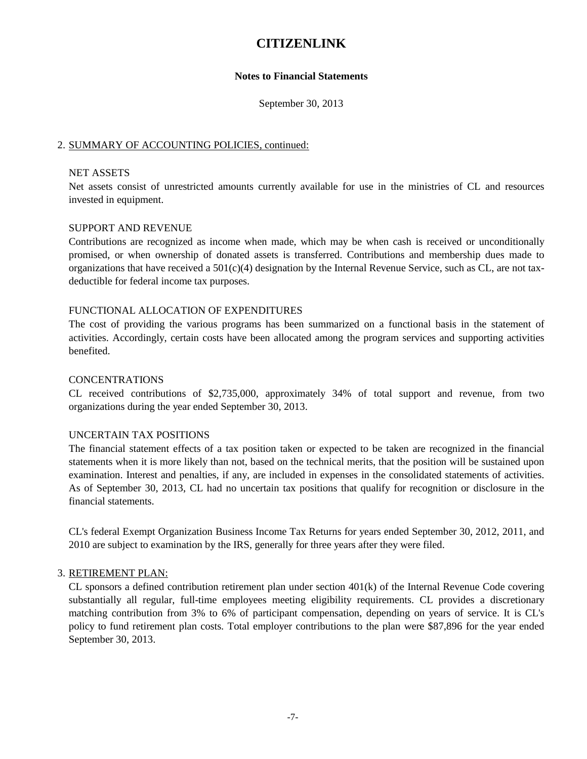# CITIZENLINK

**Notes to Financial Statements**

September 30, 2013

## 2. SUMMARY OF ACCOUNTING POLICIES, continued:

### NET ASSETS

Net assets consist of unrestricted amounts currently available for use in the ministries of CL and resources invested in equipment.

### SUPPORT AND REVENUE

Contributions are recognized as income when made, which may be when cash is received or unconditionally promised, or when ownership of donated assets is transferred. Contributions and membership dues made to organizations that have received a 501(c)(4) designation by the Internal Revenue Service, such as CL, are not tax-deductible for federal income tax purposes.

### FUNCTIONAL ALLOCATION OF EXPENDITURES

The cost of providing the various programs has been summarized on a functional basis in the statement of activities. Accordingly, certain costs have been allocated among the program services and supporting activities benefited.

### CONCENTRATIONS

CL received contributions of $2,735,000, approximately 34% of total support and revenue, from two organizations during the year ended September 30, 2013.

### UNCERTAIN TAX POSITIONS

The financial statement effects of a tax position taken or expected to be taken are recognized in the financial statements when it is more likely than not, based on the technical merits, that the position will be sustained upon examination. Interest and penalties, if any, are included in expenses in the consolidated statements of activities. As of September 30, 2013, CL had no uncertain tax positions that qualify for recognition or disclosure in the financial statements.

CL's federal Exempt Organization Business Income Tax Returns for years ended September 30, 2012, 2011, and 2010 are subject to examination by the IRS, generally for three years after they were filed.

## 3. RETIREMENT PLAN:

CL sponsors a defined contribution retirement plan under section 401(k) of the Internal Revenue Code covering substantially all regular, full-time employees meeting eligibility requirements. CL provides a discretionary matching contribution from 3% to 6% of participant compensation, depending on years of service. It is CL's policy to fund retirement plan costs. Total employer contributions to the plan were $87,896 for the year ended September 30, 2013.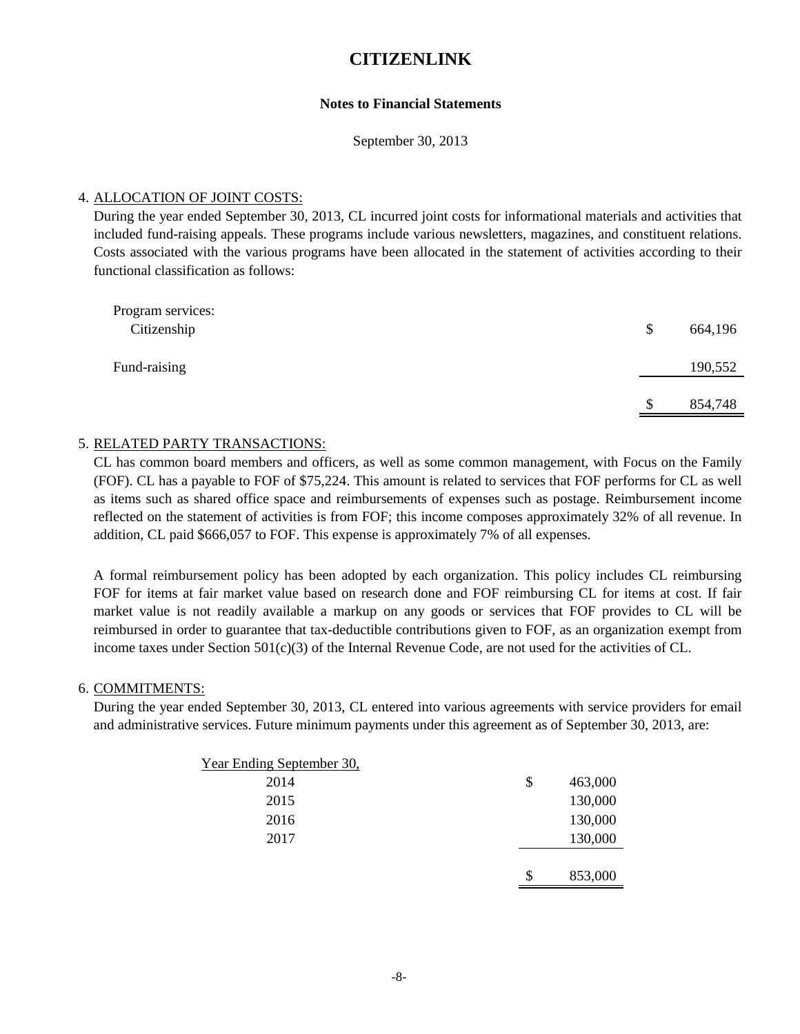# CITIZENLINK

**Notes to Financial Statements**

September 30, 2013

4. ALLOCATION OF JOINT COSTS:

During the year ended September 30, 2013, CL incurred joint costs for informational materials and activities that included fund-raising appeals. These programs include various newsletters, magazines, and constituent relations. Costs associated with the various programs have been allocated in the statement of activities according to their functional classification as follows:

| | |
|---|---|
| Program services: | |
| Citizenship | $ 664,196 |
| Fund-raising | 190,552 |
| | $ 854,748 |

5. RELATED PARTY TRANSACTIONS:

CL has common board members and officers, as well as some common management, with Focus on the Family (FOF). CL has a payable to FOF of $75,224. This amount is related to services that FOF performs for CL as well as items such as shared office space and reimbursements of expenses such as postage. Reimbursement income reflected on the statement of activities is from FOF; this income composes approximately 32% of all revenue. In addition, CL paid $666,057 to FOF. This expense is approximately 7% of all expenses.

A formal reimbursement policy has been adopted by each organization. This policy includes CL reimbursing FOF for items at fair market value based on research done and FOF reimbursing CL for items at cost. If fair market value is not readily available a markup on any goods or services that FOF provides to CL will be reimbursed in order to guarantee that tax-deductible contributions given to FOF, as an organization exempt from income taxes under Section 501(c)(3) of the Internal Revenue Code, are not used for the activities of CL.

6. COMMITMENTS:

During the year ended September 30, 2013, CL entered into various agreements with service providers for email and administrative services. Future minimum payments under this agreement as of September 30, 2013, are:

| Year Ending September 30, | |
|---|---|
| 2014 | $ 463,000 |
| 2015 | 130,000 |
| 2016 | 130,000 |
| 2017 | 130,000 |
| | $ 853,000 |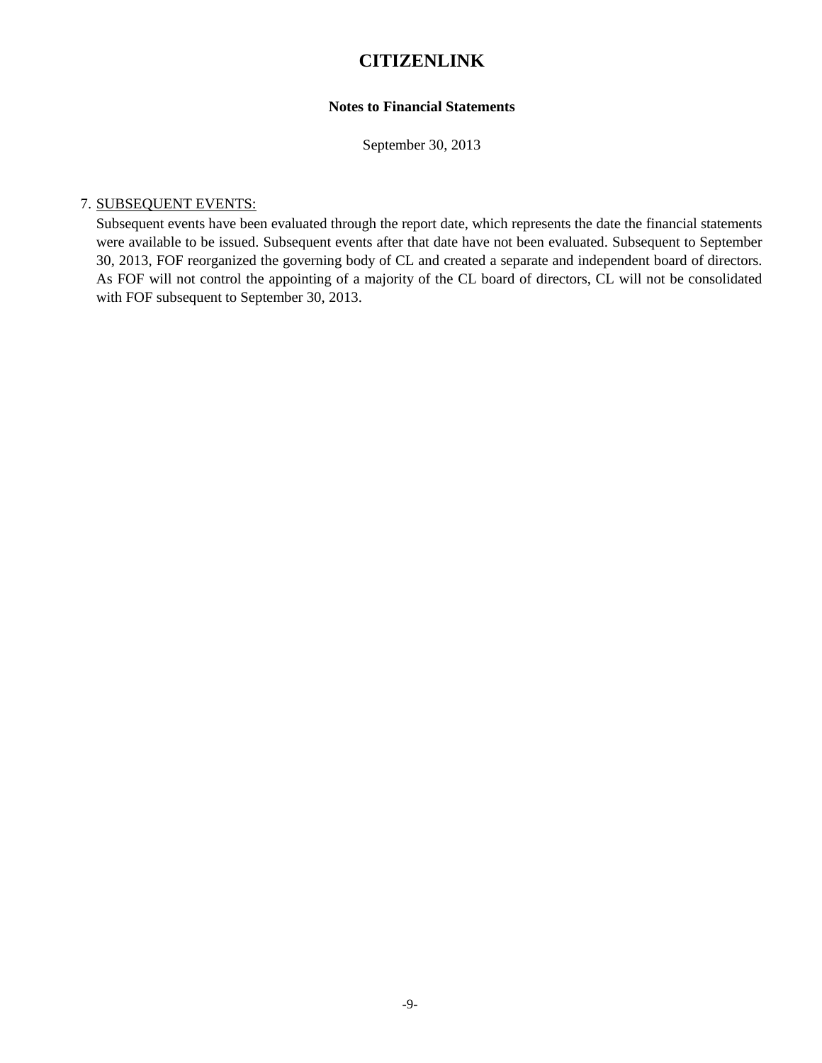# CITIZENLINK

**Notes to Financial Statements**

September 30, 2013

7. SUBSEQUENT EVENTS:

   Subsequent events have been evaluated through the report date, which represents the date the financial statements were available to be issued. Subsequent events after that date have not been evaluated. Subsequent to September 30, 2013, FOF reorganized the governing body of CL and created a separate and independent board of directors. As FOF will not control the appointing of a majority of the CL board of directors, CL will not be consolidated with FOF subsequent to September 30, 2013.